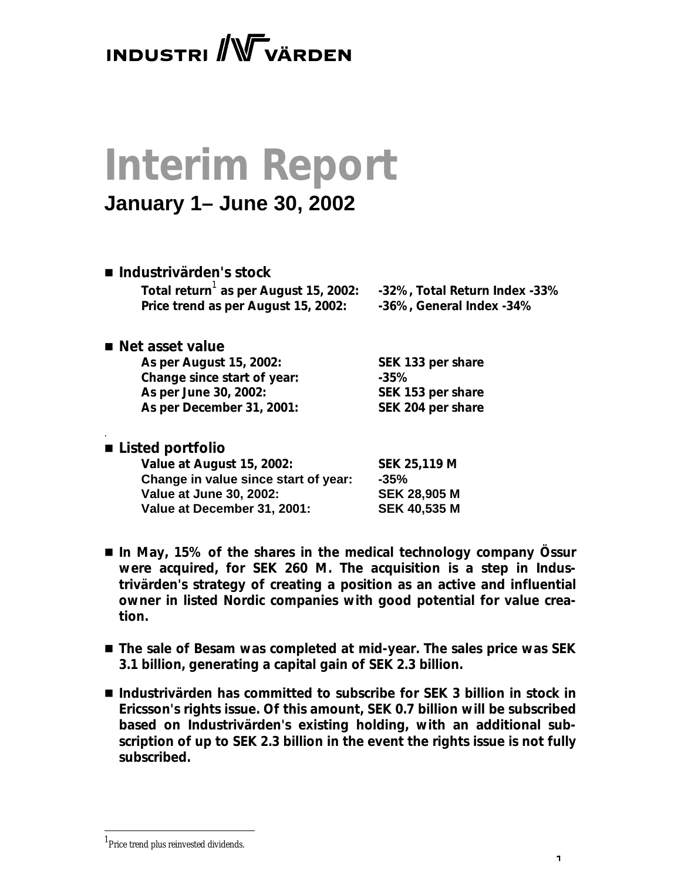INDUSTRI VÄRDEN

# Interim Report

## January 1– June 30, 2002

- **Industrivärden's stock**

| | |
|---|---|
| **Total return[1] as per August 15, 2002:** | **-32%, Total Return Index -33%** |
| **Price trend as per August 15, 2002:** | **-36%, General Index -34%** |

- **Net asset value**

| | |
|---|---|
| **As per August 15, 2002:** | **SEK 133 per share** |
| **Change since start of year:** | **-35%** |
| **As per June 30, 2002:** | **SEK 153 per share** |
| **As per December 31, 2001:** | **SEK 204 per share** |

- **Listed portfolio**

| | |
|---|---|
| **Value at August 15, 2002:** | **SEK 25,119 M** |
| **Change in value since start of year:** | **-35%** |
| **Value at June 30, 2002:** | **SEK 28,905 M** |
| **Value at December 31, 2001:** | **SEK 40,535 M** |

- **In May, 15% of the shares in the medical technology company Össur were acquired, for SEK 260 M. The acquisition is a step in Industrivärden's strategy of creating a position as an active and influential owner in listed Nordic companies with good potential for value creation.**

- **The sale of Besam was completed at mid-year. The sales price was SEK 3.1 billion, generating a capital gain of SEK 2.3 billion.**

- **Industrivärden has committed to subscribe for SEK 3 billion in stock in Ericsson's rights issue. Of this amount, SEK 0.7 billion will be subscribed based on Industrivärden's existing holding, with an additional subscription of up to SEK 2.3 billion in the event the rights issue is not fully subscribed.**

[1] Price trend plus reinvested dividends.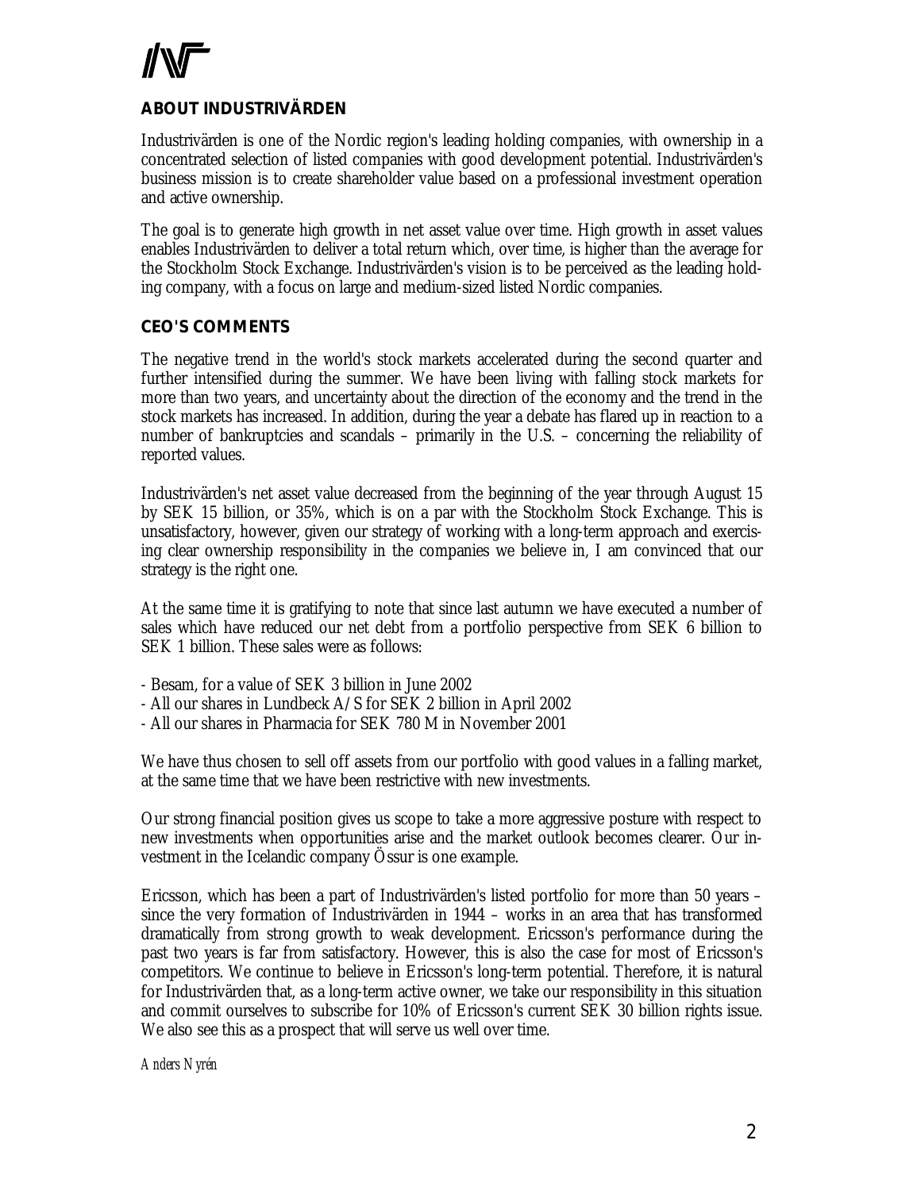## ABOUT INDUSTRIVÄRDEN

Industrivärden is one of the Nordic region's leading holding companies, with ownership in a concentrated selection of listed companies with good development potential. Industrivärden's business mission is to create shareholder value based on a professional investment operation and active ownership.

The goal is to generate high growth in net asset value over time. High growth in asset values enables Industrivärden to deliver a total return which, over time, is higher than the average for the Stockholm Stock Exchange. Industrivärden's vision is to be perceived as the leading holding company, with a focus on large and medium-sized listed Nordic companies.

## CEO'S COMMENTS

The negative trend in the world's stock markets accelerated during the second quarter and further intensified during the summer. We have been living with falling stock markets for more than two years, and uncertainty about the direction of the economy and the trend in the stock markets has increased. In addition, during the year a debate has flared up in reaction to a number of bankruptcies and scandals – primarily in the U.S. – concerning the reliability of reported values.

Industrivärden's net asset value decreased from the beginning of the year through August 15 by SEK 15 billion, or 35%, which is on a par with the Stockholm Stock Exchange. This is unsatisfactory, however, given our strategy of working with a long-term approach and exercising clear ownership responsibility in the companies we believe in, I am convinced that our strategy is the right one.

At the same time it is gratifying to note that since last autumn we have executed a number of sales which have reduced our net debt from a portfolio perspective from SEK 6 billion to SEK 1 billion. These sales were as follows:

- Besam, for a value of SEK 3 billion in June 2002
- All our shares in Lundbeck A/S for SEK 2 billion in April 2002
- All our shares in Pharmacia for SEK 780 M in November 2001

We have thus chosen to sell off assets from our portfolio with good values in a falling market, at the same time that we have been restrictive with new investments.

Our strong financial position gives us scope to take a more aggressive posture with respect to new investments when opportunities arise and the market outlook becomes clearer. Our investment in the Icelandic company Össur is one example.

Ericsson, which has been a part of Industrivärden's listed portfolio for more than 50 years – since the very formation of Industrivärden in 1944 – works in an area that has transformed dramatically from strong growth to weak development. Ericsson's performance during the past two years is far from satisfactory. However, this is also the case for most of Ericsson's competitors. We continue to believe in Ericsson's long-term potential. Therefore, it is natural for Industrivärden that, as a long-term active owner, we take our responsibility in this situation and commit ourselves to subscribe for 10% of Ericsson's current SEK 30 billion rights issue. We also see this as a prospect that will serve us well over time.

*Anders Nyrén*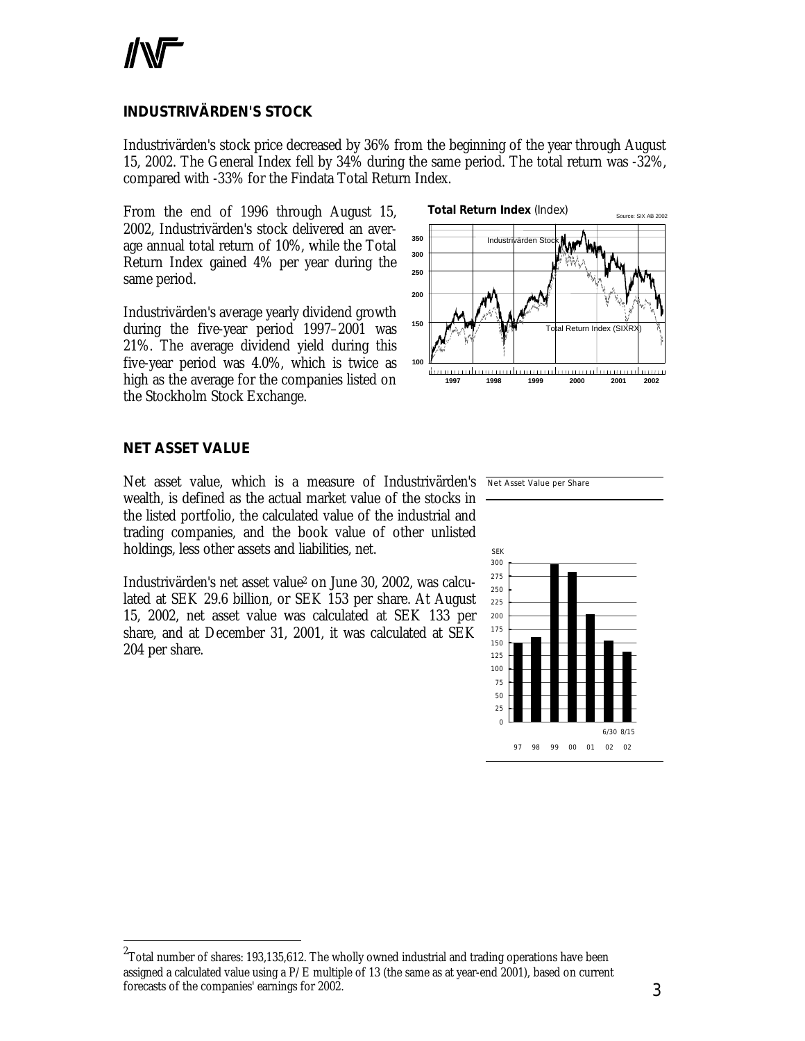## INDUSTRIVÄRDEN'S STOCK

Industrivärden's stock price decreased by 36% from the beginning of the year through August 15, 2002. The General Index fell by 34% during the same period. The total return was -32%, compared with -33% for the Findata Total Return Index.

From the end of 1996 through August 15, 2002, Industrivärden's stock delivered an average annual total return of 10%, while the Total Return Index gained 4% per year during the same period.

Industrivärden's average yearly dividend growth during the five-year period 1997–2001 was 21%. The average dividend yield during this five-year period was 4.0%, which is twice as high as the average for the companies listed on the Stockholm Stock Exchange.

**Total Return Index** (Index)

Source: SIX AB 2002

## NET ASSET VALUE

Net asset value, which is a measure of Industrivärden's wealth, is defined as the actual market value of the stocks in the listed portfolio, the calculated value of the industrial and trading companies, and the book value of other unlisted holdings, less other assets and liabilities, net.

Industrivärden's net asset value[2] on June 30, 2002, was calculated at SEK 29.6 billion, or SEK 153 per share. At August 15, 2002, net asset value was calculated at SEK 133 per share, and at December 31, 2001, it was calculated at SEK 204 per share.

Net Asset Value per Share

---

[2] Total number of shares: 193,135,612. The wholly owned industrial and trading operations have been assigned a calculated value using a P/E multiple of 13 (the same as at year-end 2001), based on current forecasts of the companies' earnings for 2002.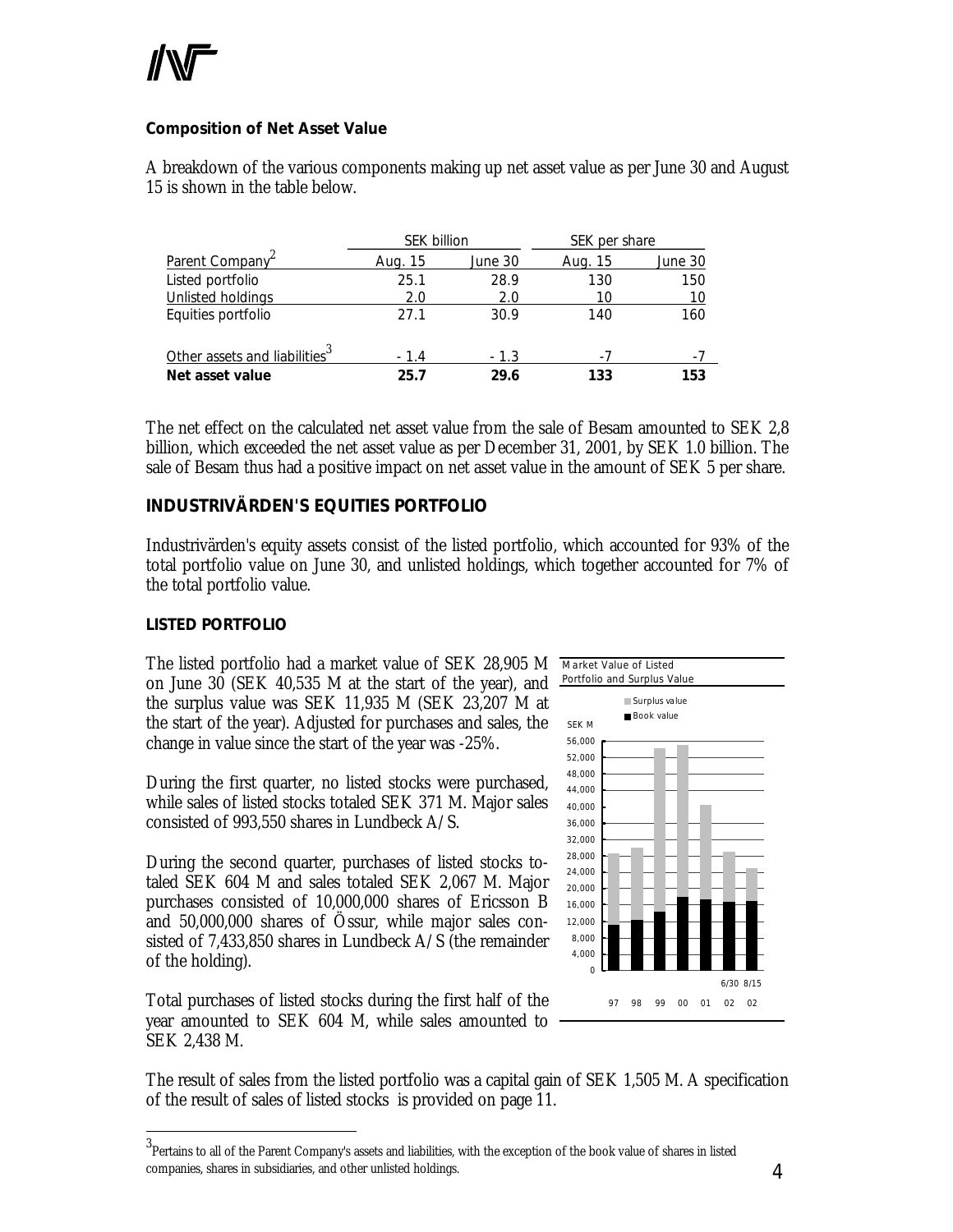**Composition of Net Asset Value**

A breakdown of the various components making up net asset value as per June 30 and August 15 is shown in the table below.

| | SEK billion | | SEK per share | |
|---|---|---|---|---|
| Parent Company[2] | Aug. 15 | June 30 | Aug. 15 | June 30 |
| Listed portfolio | 25.1 | 28.9 | 130 | 150 |
| Unlisted holdings | 2.0 | 2.0 | 10 | 10 |
| Equities portfolio | 27.1 | 30.9 | 140 | 160 |
| Other assets and liabilities[3] | - 1.4 | - 1.3 | -7 | -7 |
| **Net asset value** | **25.7** | **29.6** | **133** | **153** |

The net effect on the calculated net asset value from the sale of Besam amounted to SEK 2,8 billion, which exceeded the net asset value as per December 31, 2001, by SEK 1.0 billion. The sale of Besam thus had a positive impact on net asset value in the amount of SEK 5 per share.

## INDUSTRIVÄRDEN'S EQUITIES PORTFOLIO

Industrivärden's equity assets consist of the listed portfolio, which accounted for 93% of the total portfolio value on June 30, and unlisted holdings, which together accounted for 7% of the total portfolio value.

### LISTED PORTFOLIO

The listed portfolio had a market value of SEK 28,905 M on June 30 (SEK 40,535 M at the start of the year), and the surplus value was SEK 11,935 M (SEK 23,207 M at the start of the year). Adjusted for purchases and sales, the change in value since the start of the year was -25%.

During the first quarter, no listed stocks were purchased, while sales of listed stocks totaled SEK 371 M. Major sales consisted of 993,550 shares in Lundbeck A/S.

During the second quarter, purchases of listed stocks totaled SEK 604 M and sales totaled SEK 2,067 M. Major purchases consisted of 10,000,000 shares of Ericsson B and 50,000,000 shares of Össur, while major sales consisted of 7,433,850 shares in Lundbeck A/S (the remainder of the holding).

Total purchases of listed stocks during the first half of the year amounted to SEK 604 M, while sales amounted to SEK 2,438 M.

Market Value of Listed Portfolio and Surplus Value

The result of sales from the listed portfolio was a capital gain of SEK 1,505 M. A specification of the result of sales of listed stocks is provided on page 11.

[3] Pertains to all of the Parent Company's assets and liabilities, with the exception of the book value of shares in listed companies, shares in subsidiaries, and other unlisted holdings.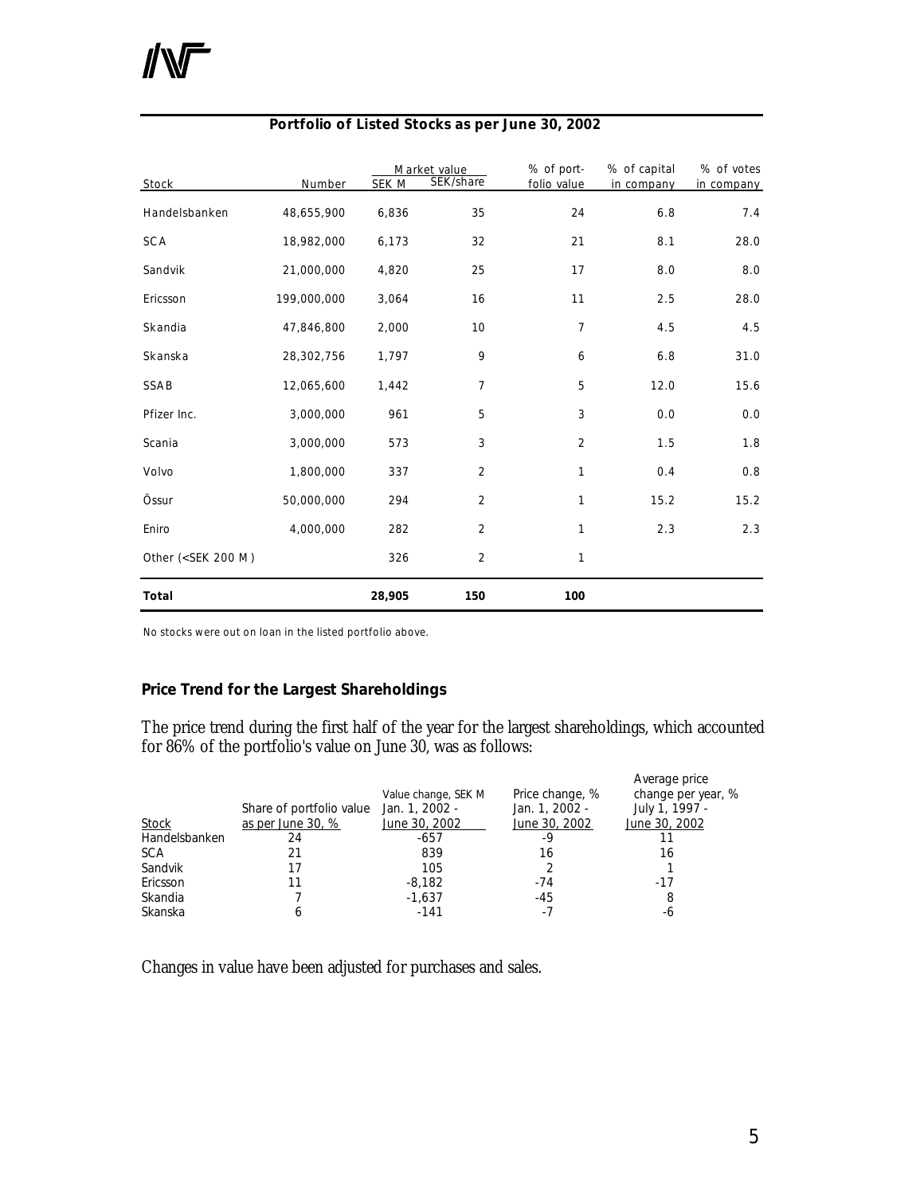## Portfolio of Listed Stocks as per June 30, 2002

| Stock | Number | Market value | | % of port-folio value | % of capital in company | % of votes in company |
|---|---|---|---|---|---|---|
| | | SEK M | SEK/share | | | |
| Handelsbanken | 48,655,900 | 6,836 | 35 | 24 | 6.8 | 7.4 |
| SCA | 18,982,000 | 6,173 | 32 | 21 | 8.1 | 28.0 |
| Sandvik | 21,000,000 | 4,820 | 25 | 17 | 8.0 | 8.0 |
| Ericsson | 199,000,000 | 3,064 | 16 | 11 | 2.5 | 28.0 |
| Skandia | 47,846,800 | 2,000 | 10 | 7 | 4.5 | 4.5 |
| Skanska | 28,302,756 | 1,797 | 9 | 6 | 6.8 | 31.0 |
| SSAB | 12,065,600 | 1,442 | 7 | 5 | 12.0 | 15.6 |
| Pfizer Inc. | 3,000,000 | 961 | 5 | 3 | 0.0 | 0.0 |
| Scania | 3,000,000 | 573 | 3 | 2 | 1.5 | 1.8 |
| Volvo | 1,800,000 | 337 | 2 | 1 | 0.4 | 0.8 |
| Össur | 50,000,000 | 294 | 2 | 1 | 15.2 | 15.2 |
| Eniro | 4,000,000 | 282 | 2 | 1 | 2.3 | 2.3 |
| Other (<SEK 200 M) | | 326 | 2 | 1 | | |
| **Total** | | **28,905** | **150** | **100** | | |

No stocks were out on loan in the listed portfolio above.

### Price Trend for the Largest Shareholdings

The price trend during the first half of the year for the largest shareholdings, which accounted for 86% of the portfolio's value on June 30, was as follows:

| Stock | Share of portfolio value as per June 30, % | Value change, SEK M Jan. 1, 2002 - June 30, 2002 | Price change, % Jan. 1, 2002 - June 30, 2002 | Average price change per year, % July 1, 1997 - June 30, 2002 |
|---|---|---|---|---|
| Handelsbanken | 24 | -657 | -9 | 11 |
| SCA | 21 | 839 | 16 | 16 |
| Sandvik | 17 | 105 | 2 | 1 |
| Ericsson | 11 | -8,182 | -74 | -17 |
| Skandia | 7 | -1,637 | -45 | 8 |
| Skanska | 6 | -141 | -7 | -6 |

Changes in value have been adjusted for purchases and sales.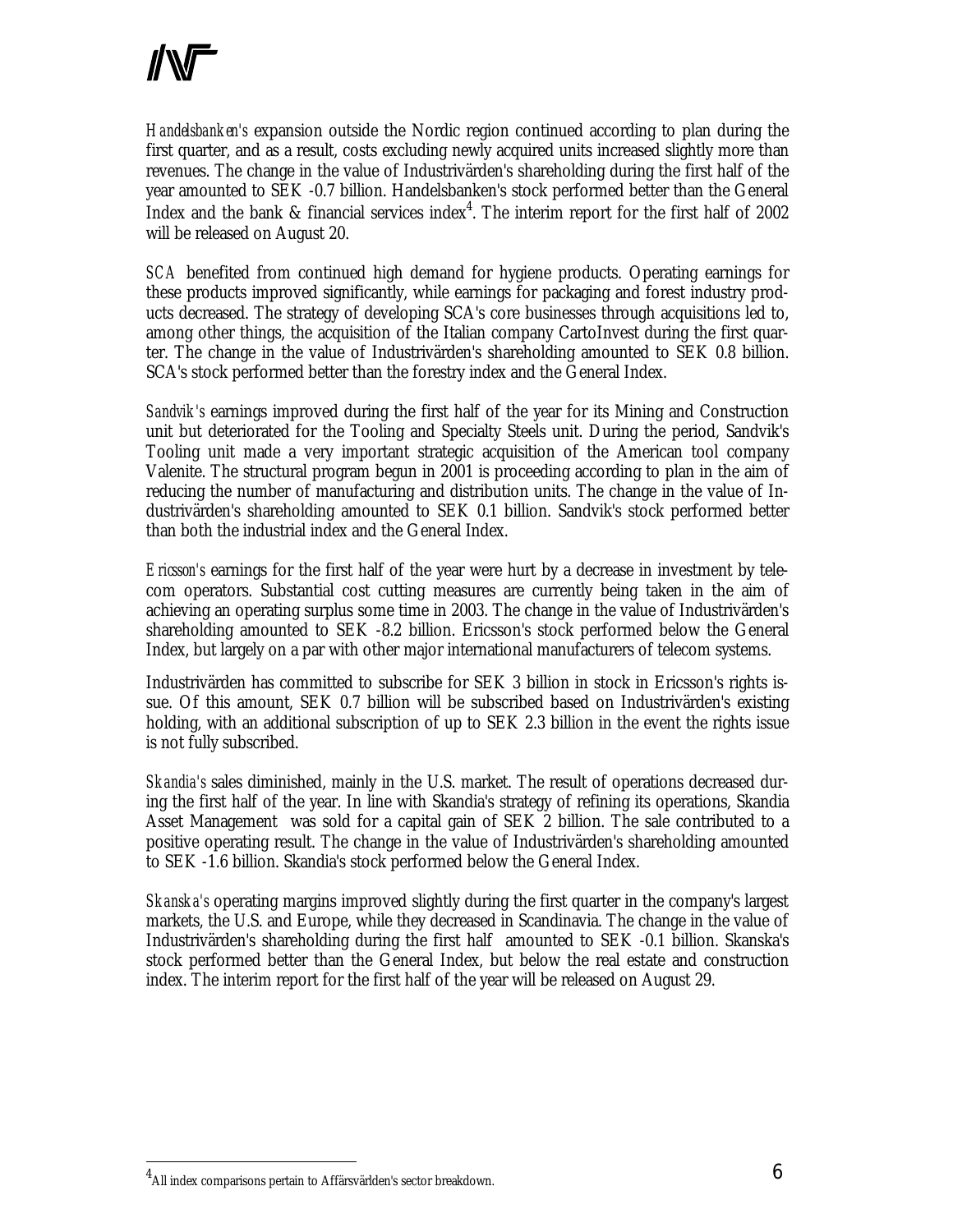*Handelsbanken's* expansion outside the Nordic region continued according to plan during the first quarter, and as a result, costs excluding newly acquired units increased slightly more than revenues. The change in the value of Industrivärden's shareholding during the first half of the year amounted to SEK -0.7 billion. Handelsbanken's stock performed better than the General Index and the bank & financial services index[4]. The interim report for the first half of 2002 will be released on August 20.

*SCA* benefited from continued high demand for hygiene products. Operating earnings for these products improved significantly, while earnings for packaging and forest industry products decreased. The strategy of developing SCA's core businesses through acquisitions led to, among other things, the acquisition of the Italian company CartoInvest during the first quarter. The change in the value of Industrivärden's shareholding amounted to SEK 0.8 billion. SCA's stock performed better than the forestry index and the General Index.

*Sandvik's* earnings improved during the first half of the year for its Mining and Construction unit but deteriorated for the Tooling and Specialty Steels unit. During the period, Sandvik's Tooling unit made a very important strategic acquisition of the American tool company Valenite. The structural program begun in 2001 is proceeding according to plan in the aim of reducing the number of manufacturing and distribution units. The change in the value of Industrivärden's shareholding amounted to SEK 0.1 billion. Sandvik's stock performed better than both the industrial index and the General Index.

*Ericsson's* earnings for the first half of the year were hurt by a decrease in investment by telecom operators. Substantial cost cutting measures are currently being taken in the aim of achieving an operating surplus some time in 2003. The change in the value of Industrivärden's shareholding amounted to SEK -8.2 billion. Ericsson's stock performed below the General Index, but largely on a par with other major international manufacturers of telecom systems.

Industrivärden has committed to subscribe for SEK 3 billion in stock in Ericsson's rights issue. Of this amount, SEK 0.7 billion will be subscribed based on Industrivärden's existing holding, with an additional subscription of up to SEK 2.3 billion in the event the rights issue is not fully subscribed.

*Skandia's* sales diminished, mainly in the U.S. market. The result of operations decreased during the first half of the year. In line with Skandia's strategy of refining its operations, Skandia Asset Management was sold for a capital gain of SEK 2 billion. The sale contributed to a positive operating result. The change in the value of Industrivärden's shareholding amounted to SEK -1.6 billion. Skandia's stock performed below the General Index.

*Skanska's* operating margins improved slightly during the first quarter in the company's largest markets, the U.S. and Europe, while they decreased in Scandinavia. The change in the value of Industrivärden's shareholding during the first half amounted to SEK -0.1 billion. Skanska's stock performed better than the General Index, but below the real estate and construction index. The interim report for the first half of the year will be released on August 29.

[4] All index comparisons pertain to Affärsvärlden's sector breakdown.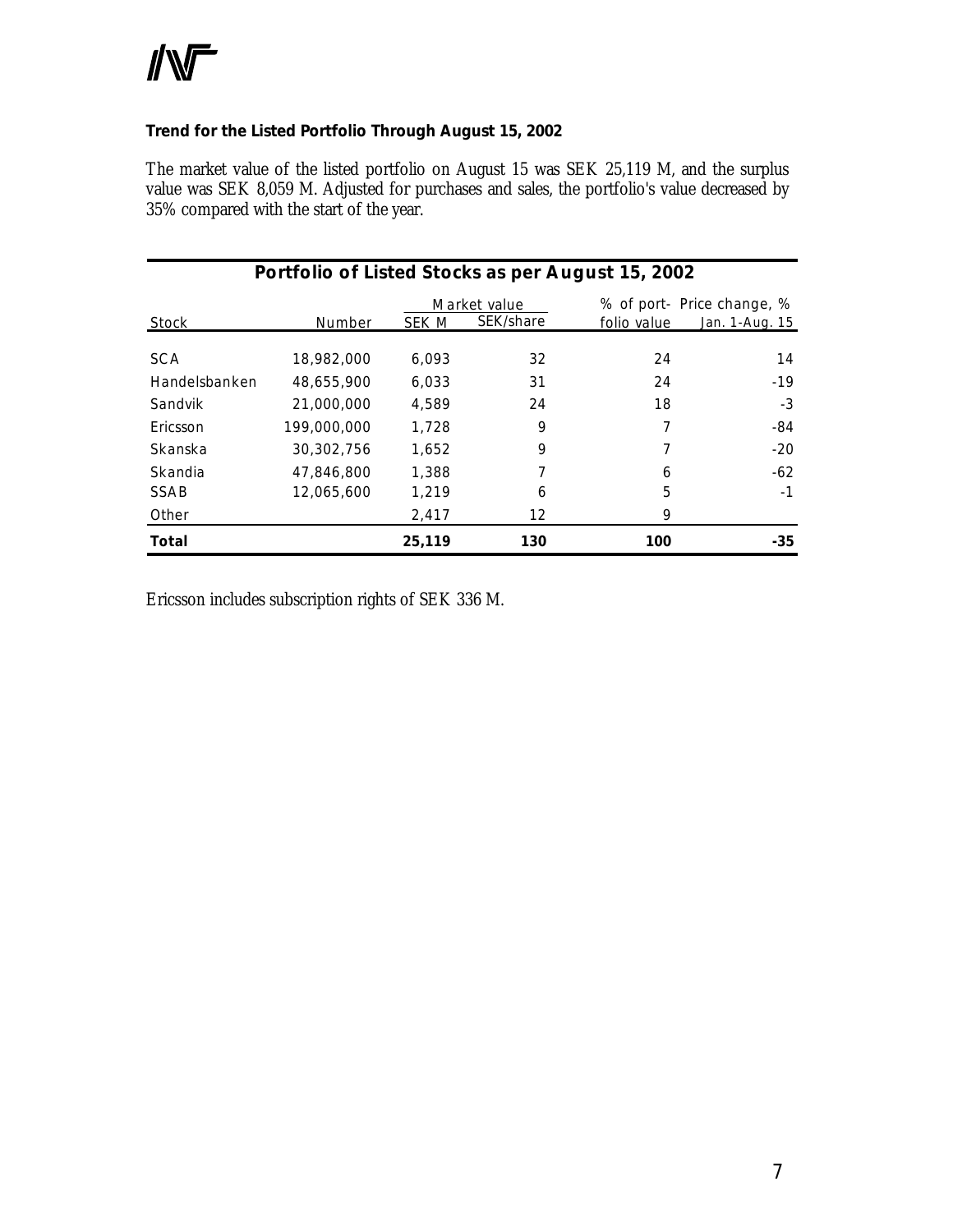### Trend for the Listed Portfolio Through August 15, 2002

The market value of the listed portfolio on August 15 was SEK 25,119 M, and the surplus value was SEK 8,059 M. Adjusted for purchases and sales, the portfolio's value decreased by 35% compared with the start of the year.

**Portfolio of Listed Stocks as per August 15, 2002**

| Stock | Number | Market value | | % of port-folio value | Price change, % |
|---|---|---|---|---|---|
| | | SEK M | SEK/share | | Jan. 1-Aug. 15 |
| SCA | 18,982,000 | 6,093 | 32 | 24 | 14 |
| Handelsbanken | 48,655,900 | 6,033 | 31 | 24 | -19 |
| Sandvik | 21,000,000 | 4,589 | 24 | 18 | -3 |
| Ericsson | 199,000,000 | 1,728 | 9 | 7 | -84 |
| Skanska | 30,302,756 | 1,652 | 9 | 7 | -20 |
| Skandia | 47,846,800 | 1,388 | 7 | 6 | -62 |
| SSAB | 12,065,600 | 1,219 | 6 | 5 | -1 |
| Other | | 2,417 | 12 | 9 | |
| **Total** | | **25,119** | **130** | **100** | **-35** |

Ericsson includes subscription rights of SEK 336 M.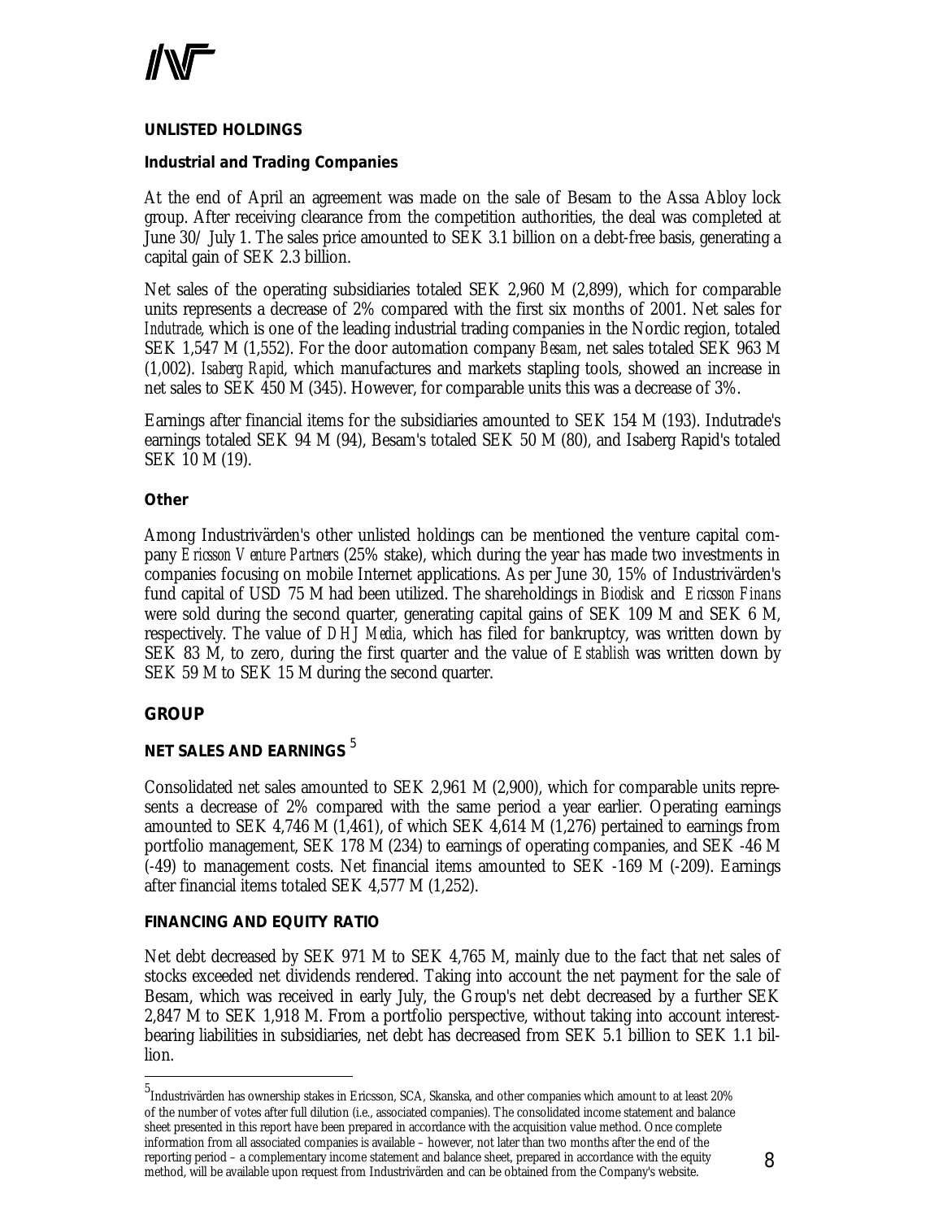## UNLISTED HOLDINGS

### Industrial and Trading Companies

At the end of April an agreement was made on the sale of Besam to the Assa Abloy lock group. After receiving clearance from the competition authorities, the deal was completed at June 30/ July 1. The sales price amounted to SEK 3.1 billion on a debt-free basis, generating a capital gain of SEK 2.3 billion.

Net sales of the operating subsidiaries totaled SEK 2,960 M (2,899), which for comparable units represents a decrease of 2% compared with the first six months of 2001. Net sales for *Indutrade*, which is one of the leading industrial trading companies in the Nordic region, totaled SEK 1,547 M (1,552). For the door automation company *Besam*, net sales totaled SEK 963 M (1,002). *Isaberg Rapid*, which manufactures and markets stapling tools, showed an increase in net sales to SEK 450 M (345). However, for comparable units this was a decrease of 3%.

Earnings after financial items for the subsidiaries amounted to SEK 154 M (193). Indutrade's earnings totaled SEK 94 M (94), Besam's totaled SEK 50 M (80), and Isaberg Rapid's totaled SEK 10 M (19).

### Other

Among Industrivärden's other unlisted holdings can be mentioned the venture capital company *Ericsson Venture Partners* (25% stake), which during the year has made two investments in companies focusing on mobile Internet applications. As per June 30, 15% of Industrivärden's fund capital of USD 75 M had been utilized. The shareholdings in *Biodisk* and *Ericsson Finans* were sold during the second quarter, generating capital gains of SEK 109 M and SEK 6 M, respectively. The value of *DHJ Media*, which has filed for bankruptcy, was written down by SEK 83 M, to zero, during the first quarter and the value of *Establish* was written down by SEK 59 M to SEK 15 M during the second quarter.

## GROUP

### NET SALES AND EARNINGS [5]

Consolidated net sales amounted to SEK 2,961 M (2,900), which for comparable units represents a decrease of 2% compared with the same period a year earlier. Operating earnings amounted to SEK 4,746 M (1,461), of which SEK 4,614 M (1,276) pertained to earnings from portfolio management, SEK 178 M (234) to earnings of operating companies, and SEK -46 M (-49) to management costs. Net financial items amounted to SEK -169 M (-209). Earnings after financial items totaled SEK 4,577 M (1,252).

### FINANCING AND EQUITY RATIO

Net debt decreased by SEK 971 M to SEK 4,765 M, mainly due to the fact that net sales of stocks exceeded net dividends rendered. Taking into account the net payment for the sale of Besam, which was received in early July, the Group's net debt decreased by a further SEK 2,847 M to SEK 1,918 M. From a portfolio perspective, without taking into account interest-bearing liabilities in subsidiaries, net debt has decreased from SEK 5.1 billion to SEK 1.1 billion.

---

[5] Industrivärden has ownership stakes in Ericsson, SCA, Skanska, and other companies which amount to at least 20% of the number of votes after full dilution (i.e., associated companies). The consolidated income statement and balance sheet presented in this report have been prepared in accordance with the acquisition value method. Once complete information from all associated companies is available – however, not later than two months after the end of the reporting period – a complementary income statement and balance sheet, prepared in accordance with the equity method, will be available upon request from Industrivärden and can be obtained from the Company's website.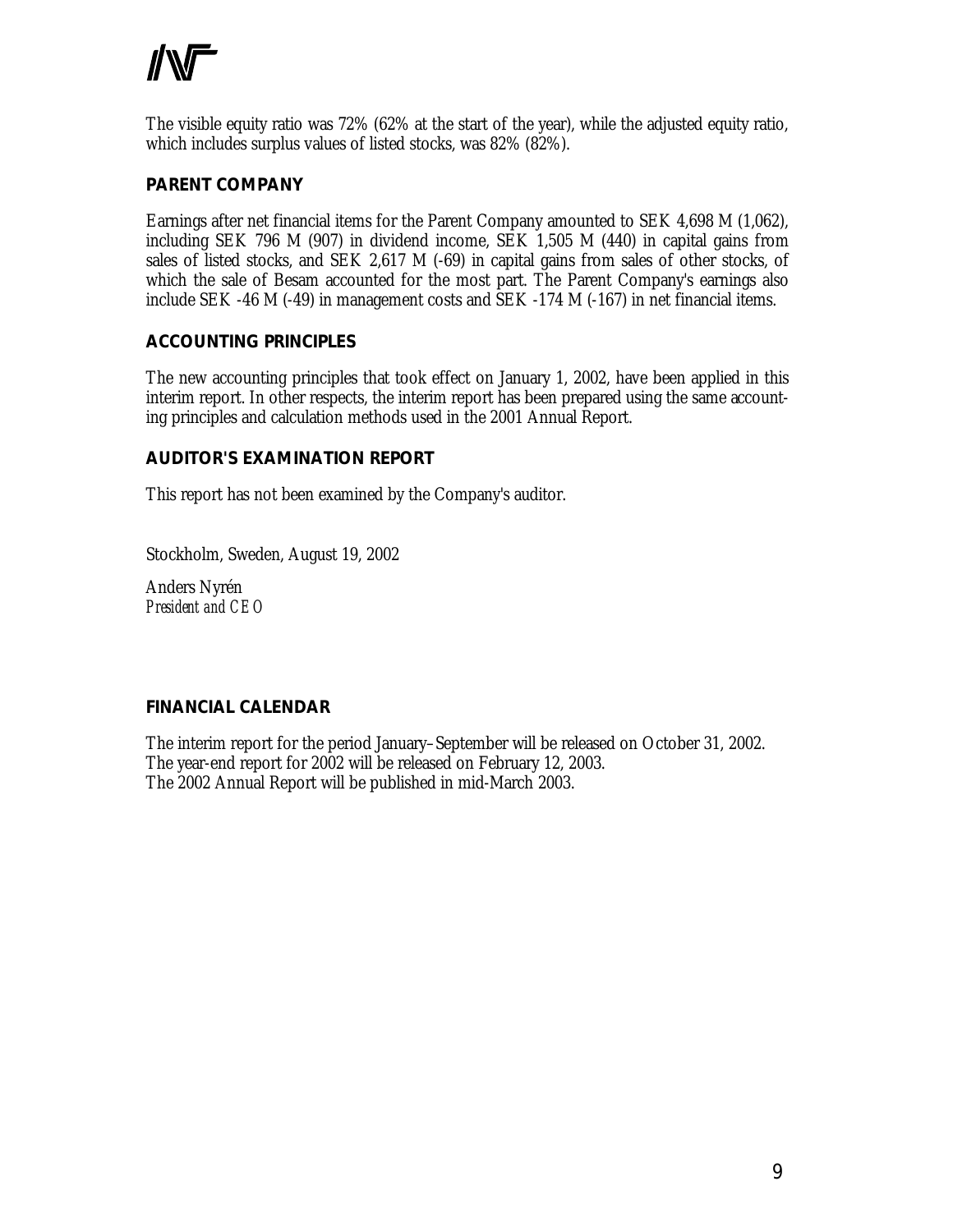The visible equity ratio was 72% (62% at the start of the year), while the adjusted equity ratio, which includes surplus values of listed stocks, was 82% (82%).

## PARENT COMPANY

Earnings after net financial items for the Parent Company amounted to SEK 4,698 M (1,062), including SEK 796 M (907) in dividend income, SEK 1,505 M (440) in capital gains from sales of listed stocks, and SEK 2,617 M (-69) in capital gains from sales of other stocks, of which the sale of Besam accounted for the most part. The Parent Company's earnings also include SEK -46 M (-49) in management costs and SEK -174 M (-167) in net financial items.

## ACCOUNTING PRINCIPLES

The new accounting principles that took effect on January 1, 2002, have been applied in this interim report. In other respects, the interim report has been prepared using the same accounting principles and calculation methods used in the 2001 Annual Report.

## AUDITOR'S EXAMINATION REPORT

This report has not been examined by the Company's auditor.

Stockholm, Sweden, August 19, 2002

Anders Nyrén
*President and CEO*

## FINANCIAL CALENDAR

The interim report for the period January–September will be released on October 31, 2002.
The year-end report for 2002 will be released on February 12, 2003.
The 2002 Annual Report will be published in mid-March 2003.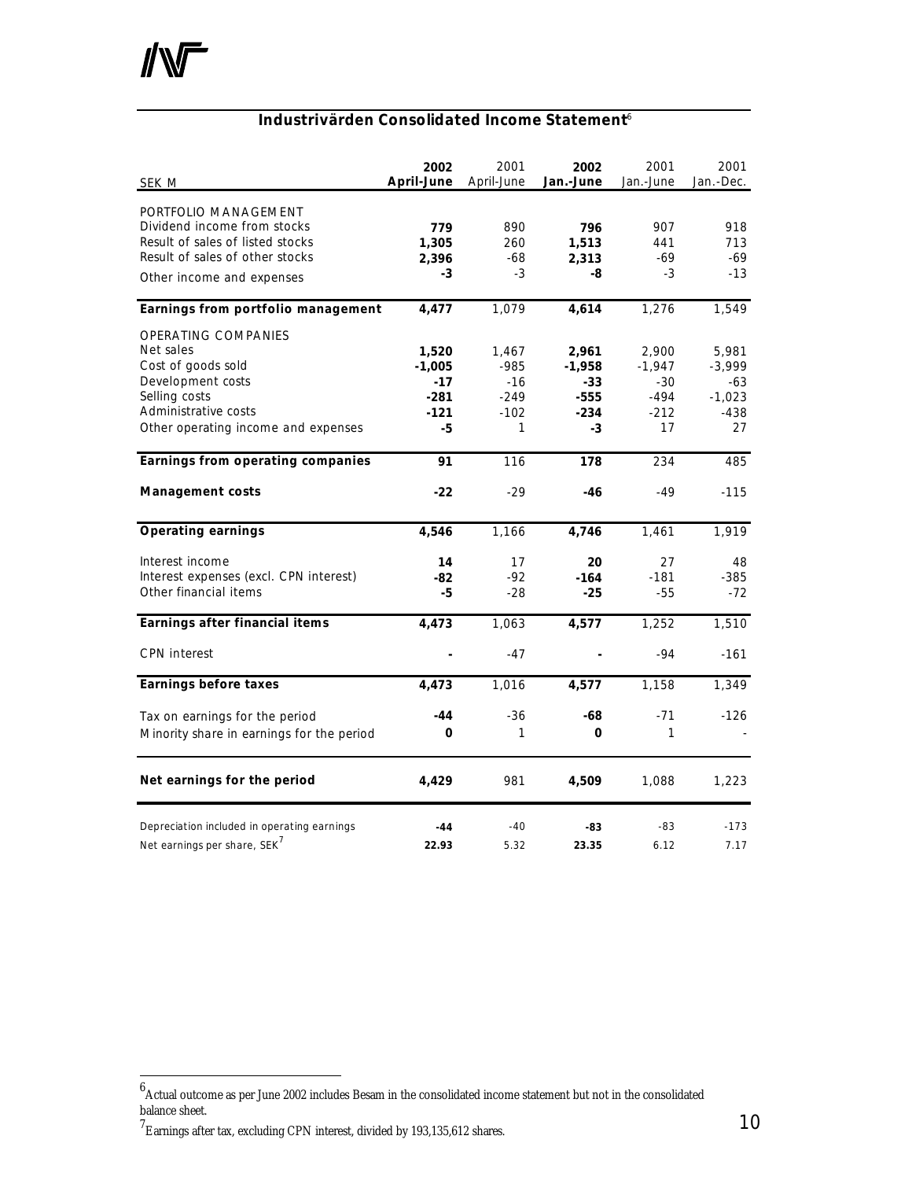## Industrivärden Consolidated Income Statement[6]

| SEK M | 2002 April-June | 2001 April-June | 2002 Jan.-June | 2001 Jan.-June | 2001 Jan.-Dec. |
|---|---|---|---|---|---|
| PORTFOLIO MANAGEMENT | | | | | |
| Dividend income from stocks | **779** | 890 | **796** | 907 | 918 |
| Result of sales of listed stocks | **1,305** | 260 | **1,513** | 441 | 713 |
| Result of sales of other stocks | **2,396** | -68 | **2,313** | -69 | -69 |
| Other income and expenses | **-3** | -3 | **-8** | -3 | -13 |
| **Earnings from portfolio management** | **4,477** | 1,079 | **4,614** | 1,276 | 1,549 |
| OPERATING COMPANIES | | | | | |
| Net sales | **1,520** | 1,467 | **2,961** | 2,900 | 5,981 |
| Cost of goods sold | **-1,005** | -985 | **-1,958** | -1,947 | -3,999 |
| Development costs | **-17** | -16 | **-33** | -30 | -63 |
| Selling costs | **-281** | -249 | **-555** | -494 | -1,023 |
| Administrative costs | **-121** | -102 | **-234** | -212 | -438 |
| Other operating income and expenses | **-5** | 1 | **-3** | 17 | 27 |
| **Earnings from operating companies** | **91** | 116 | **178** | 234 | 485 |
| **Management costs** | **-22** | -29 | **-46** | -49 | -115 |
| **Operating earnings** | **4,546** | 1,166 | **4,746** | 1,461 | 1,919 |
| Interest income | **14** | 17 | **20** | 27 | 48 |
| Interest expenses (excl. CPN interest) | **-82** | -92 | **-164** | -181 | -385 |
| Other financial items | **-5** | -28 | **-25** | -55 | -72 |
| **Earnings after financial items** | **4,473** | 1,063 | **4,577** | 1,252 | 1,510 |
| CPN interest | **-** | -47 | **-** | -94 | -161 |
| **Earnings before taxes** | **4,473** | 1,016 | **4,577** | 1,158 | 1,349 |
| Tax on earnings for the period | **-44** | -36 | **-68** | -71 | -126 |
| Minority share in earnings for the period | **0** | 1 | **0** | 1 | - |
| **Net earnings for the period** | **4,429** | 981 | **4,509** | 1,088 | 1,223 |
| Depreciation included in operating earnings | **-44** | -40 | **-83** | -83 | -173 |
| Net earnings per share, SEK[7] | **22.93** | 5.32 | **23.35** | 6.12 | 7.17 |

[6] Actual outcome as per June 2002 includes Besam in the consolidated income statement but not in the consolidated balance sheet.

[7] Earnings after tax, excluding CPN interest, divided by 193,135,612 shares.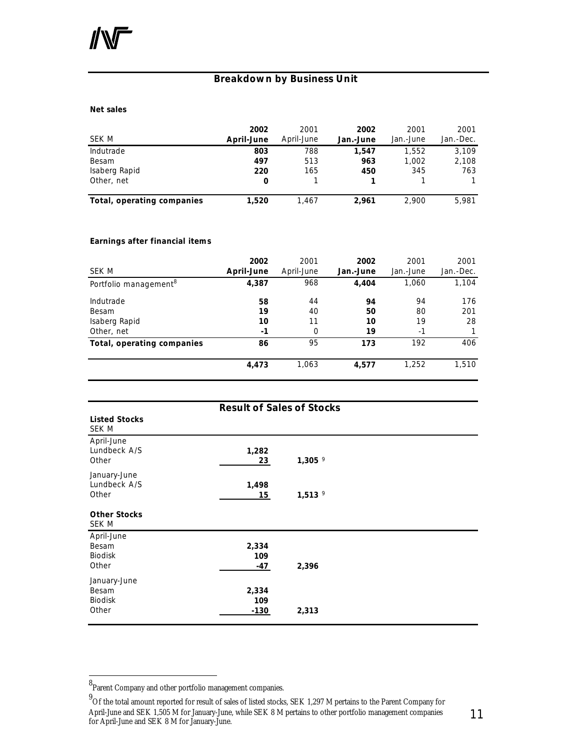## Breakdown by Business Unit

**Net sales**

| SEK M | **2002 April-June** | 2001 April-June | **2002 Jan.-June** | 2001 Jan.-June | 2001 Jan.-Dec. |
|---|---|---|---|---|---|
| Indutrade | **803** | 788 | **1,547** | 1,552 | 3,109 |
| Besam | **497** | 513 | **963** | 1,002 | 2,108 |
| Isaberg Rapid | **220** | 165 | **450** | 345 | 763 |
| Other, net | **0** | 1 | **1** | 1 | 1 |
| **Total, operating companies** | **1,520** | 1,467 | **2,961** | 2,900 | 5,981 |

**Earnings after financial items**

| SEK M | **2002 April-June** | 2001 April-June | **2002 Jan.-June** | 2001 Jan.-June | 2001 Jan.-Dec. |
|---|---|---|---|---|---|
| Portfolio management[8] | **4,387** | 968 | **4,404** | 1,060 | 1,104 |
| Indutrade | **58** | 44 | **94** | 94 | 176 |
| Besam | **19** | 40 | **50** | 80 | 201 |
| Isaberg Rapid | **10** | 11 | **10** | 19 | 28 |
| Other, net | **-1** | 0 | **19** | -1 | 1 |
| **Total, operating companies** | **86** | 95 | **173** | 192 | 406 |
| | **4,473** | 1,063 | **4,577** | 1,252 | 1,510 |

## Result of Sales of Stocks

**Listed Stocks**
SEK M

| | | |
|---|---|---|
| April-June | | |
| Lundbeck A/S | **1,282** | |
| Other | **23** | **1,305** [9] |
| January-June | | |
| Lundbeck A/S | **1,498** | |
| Other | **15** | **1,513** [9] |

**Other Stocks**
SEK M

| | | |
|---|---|---|
| April-June | | |
| Besam | **2,334** | |
| Biodisk | **109** | |
| Other | **-47** | **2,396** |
| January-June | | |
| Besam | **2,334** | |
| Biodisk | **109** | |
| Other | **-130** | **2,313** |

---

[8] Parent Company and other portfolio management companies.

[9] Of the total amount reported for result of sales of listed stocks, SEK 1,297 M pertains to the Parent Company for April-June and SEK 1,505 M for January-June, while SEK 8 M pertains to other portfolio management companies for April-June and SEK 8 M for January-June.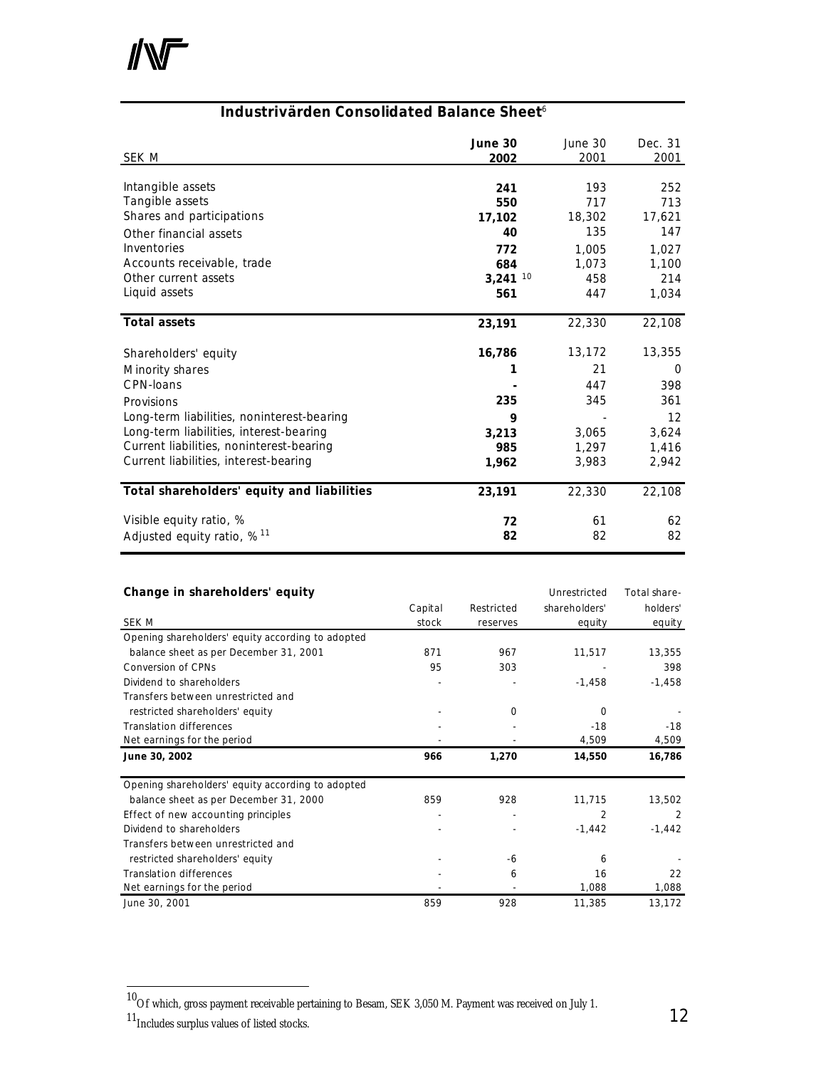## Industrivärden Consolidated Balance Sheet[6]

| SEK M | **June 30 2002** | June 30 2001 | Dec. 31 2001 |
|---|---|---|---|
| Intangible assets | **241** | 193 | 252 |
| Tangible assets | **550** | 717 | 713 |
| Shares and participations | **17,102** | 18,302 | 17,621 |
| Other financial assets | **40** | 135 | 147 |
| Inventories | **772** | 1,005 | 1,027 |
| Accounts receivable, trade | **684** | 1,073 | 1,100 |
| Other current assets | **3,241** [10] | 458 | 214 |
| Liquid assets | **561** | 447 | 1,034 |
| **Total assets** | **23,191** | 22,330 | 22,108 |
| Shareholders' equity | **16,786** | 13,172 | 13,355 |
| Minority shares | **1** | 21 | 0 |
| CPN-loans | **-** | 447 | 398 |
| Provisions | **235** | 345 | 361 |
| Long-term liabilities, noninterest-bearing | **9** | - | 12 |
| Long-term liabilities, interest-bearing | **3,213** | 3,065 | 3,624 |
| Current liabilities, noninterest-bearing | **985** | 1,297 | 1,416 |
| Current liabilities, interest-bearing | **1,962** | 3,983 | 2,942 |
| **Total shareholders' equity and liabilities** | **23,191** | 22,330 | 22,108 |
| Visible equity ratio, % | **72** | 61 | 62 |
| Adjusted equity ratio, % [11] | **82** | 82 | 82 |

### Change in shareholders' equity

| SEK M | Capital stock | Restricted reserves | Unrestricted shareholders' equity | Total shareholders' equity |
|---|---|---|---|---|
| Opening shareholders' equity according to adopted balance sheet as per December 31, 2001 | 871 | 967 | 11,517 | 13,355 |
| Conversion of CPNs | 95 | 303 | - | 398 |
| Dividend to shareholders | - | - | -1,458 | -1,458 |
| Transfers between unrestricted and restricted shareholders' equity | - | 0 | 0 | - |
| Translation differences | - | - | -18 | -18 |
| Net earnings for the period | - | - | 4,509 | 4,509 |
| **June 30, 2002** | **966** | **1,270** | **14,550** | **16,786** |
| Opening shareholders' equity according to adopted balance sheet as per December 31, 2000 | 859 | 928 | 11,715 | 13,502 |
| Effect of new accounting principles | - | - | 2 | 2 |
| Dividend to shareholders | - | - | -1,442 | -1,442 |
| Transfers between unrestricted and restricted shareholders' equity | - | -6 | 6 | - |
| Translation differences | - | 6 | 16 | 22 |
| Net earnings for the period | - | - | 1,088 | 1,088 |
| June 30, 2001 | 859 | 928 | 11,385 | 13,172 |

[10] Of which, gross payment receivable pertaining to Besam, SEK 3,050 M. Payment was received on July 1.

[11] Includes surplus values of listed stocks.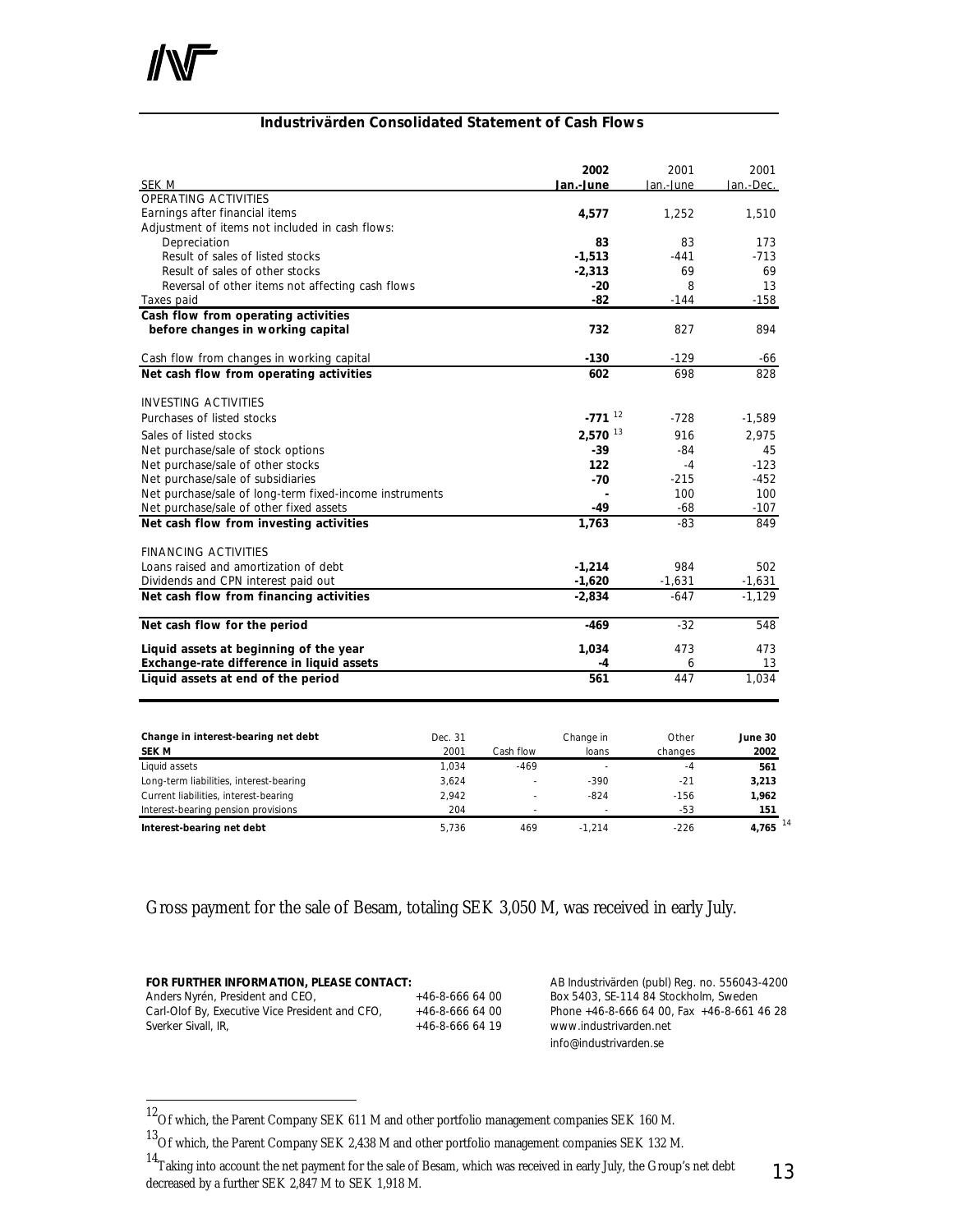## Industrivärden Consolidated Statement of Cash Flows

| SEK M | 2002 Jan.-June | 2001 Jan.-June | 2001 Jan.-Dec. |
|---|---|---|---|
| OPERATING ACTIVITIES | | | |
| Earnings after financial items | **4,577** | 1,252 | 1,510 |
| Adjustment of items not included in cash flows: | | | |
| Depreciation | **83** | 83 | 173 |
| Result of sales of listed stocks | **-1,513** | -441 | -713 |
| Result of sales of other stocks | **-2,313** | 69 | 69 |
| Reversal of other items not affecting cash flows | **-20** | 8 | 13 |
| Taxes paid | **-82** | -144 | -158 |
| **Cash flow from operating activities before changes in working capital** | **732** | 827 | 894 |
| Cash flow from changes in working capital | **-130** | -129 | -66 |
| **Net cash flow from operating activities** | **602** | 698 | 828 |
| INVESTING ACTIVITIES | | | |
| Purchases of listed stocks | **-771** [12] | -728 | -1,589 |
| Sales of listed stocks | **2,570** [13] | 916 | 2,975 |
| Net purchase/sale of stock options | **-39** | -84 | 45 |
| Net purchase/sale of other stocks | **122** | -4 | -123 |
| Net purchase/sale of subsidiaries | **-70** | -215 | -452 |
| Net purchase/sale of long-term fixed-income instruments | **-** | 100 | 100 |
| Net purchase/sale of other fixed assets | **-49** | -68 | -107 |
| **Net cash flow from investing activities** | **1,763** | -83 | 849 |
| FINANCING ACTIVITIES | | | |
| Loans raised and amortization of debt | **-1,214** | 984 | 502 |
| Dividends and CPN interest paid out | **-1,620** | -1,631 | -1,631 |
| **Net cash flow from financing activities** | **-2,834** | -647 | -1,129 |
| **Net cash flow for the period** | **-469** | -32 | 548 |
| **Liquid assets at beginning of the year** | **1,034** | 473 | 473 |
| **Exchange-rate difference in liquid assets** | **-4** | 6 | 13 |
| **Liquid assets at end of the period** | **561** | 447 | 1,034 |

| **Change in interest-bearing net debt SEK M** | Dec. 31 2001 | Cash flow | Change in loans | Other changes | **June 30 2002** |
|---|---|---|---|---|---|
| Liquid assets | 1,034 | -469 | - | -4 | **561** |
| Long-term liabilities, interest-bearing | 3,624 | - | -390 | -21 | **3,213** |
| Current liabilities, interest-bearing | 2,942 | - | -824 | -156 | **1,962** |
| Interest-bearing pension provisions | 204 | - | - | -53 | **151** |
| **Interest-bearing net debt** | 5,736 | 469 | -1,214 | -226 | **4,765** [14] |

Gross payment for the sale of Besam, totaling SEK 3,050 M, was received in early July.

**FOR FURTHER INFORMATION, PLEASE CONTACT:**

Anders Nyrén, President and CEO, +46-8-666 64 00
Carl-Olof By, Executive Vice President and CFO, +46-8-666 64 00
Sverker Sivall, IR, +46-8-666 64 19

AB Industrivärden (publ) Reg. no. 556043-4200
Box 5403, SE-114 84 Stockholm, Sweden
Phone +46-8-666 64 00, Fax +46-8-661 46 28
www.industrivarden.net
info@industrivarden.se

[12] Of which, the Parent Company SEK 611 M and other portfolio management companies SEK 160 M.

[13] Of which, the Parent Company SEK 2,438 M and other portfolio management companies SEK 132 M.

[14] Taking into account the net payment for the sale of Besam, which was received in early July, the Group's net debt decreased by a further SEK 2,847 M to SEK 1,918 M.